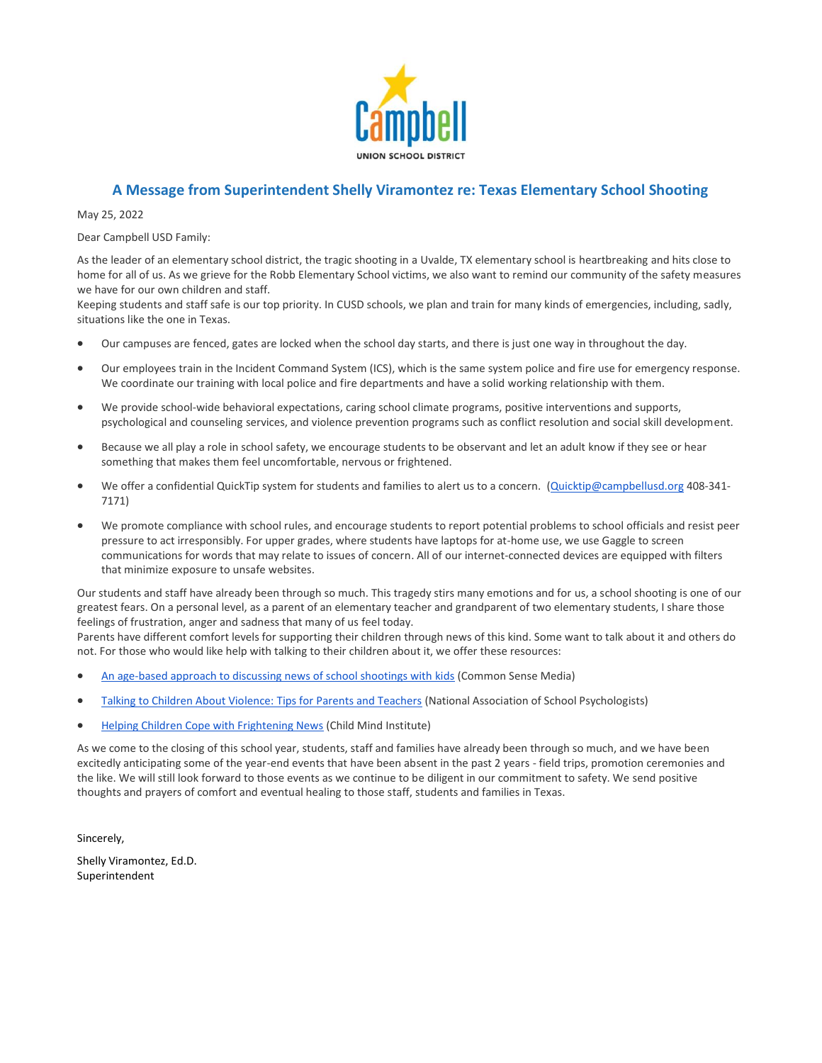Campbell
UNION SCHOOL DISTRICT

## A Message from Superintendent Shelly Viramontez re: Texas Elementary School Shooting

May 25, 2022

Dear Campbell USD Family:

As the leader of an elementary school district, the tragic shooting in a Uvalde, TX elementary school is heartbreaking and hits close to home for all of us. As we grieve for the Robb Elementary School victims, we also want to remind our community of the safety measures we have for our own children and staff.

Keeping students and staff safe is our top priority. In CUSD schools, we plan and train for many kinds of emergencies, including, sadly, situations like the one in Texas.

- Our campuses are fenced, gates are locked when the school day starts, and there is just one way in throughout the day.
- Our employees train in the Incident Command System (ICS), which is the same system police and fire use for emergency response. We coordinate our training with local police and fire departments and have a solid working relationship with them.
- We provide school-wide behavioral expectations, caring school climate programs, positive interventions and supports, psychological and counseling services, and violence prevention programs such as conflict resolution and social skill development.
- Because we all play a role in school safety, we encourage students to be observant and let an adult know if they see or hear something that makes them feel uncomfortable, nervous or frightened.
- We offer a confidential QuickTip system for students and families to alert us to a concern. (Quicktip@campbellusd.org 408-341-7171)
- We promote compliance with school rules, and encourage students to report potential problems to school officials and resist peer pressure to act irresponsibly. For upper grades, where students have laptops for at-home use, we use Gaggle to screen communications for words that may relate to issues of concern. All of our internet-connected devices are equipped with filters that minimize exposure to unsafe websites.

Our students and staff have already been through so much. This tragedy stirs many emotions and for us, a school shooting is one of our greatest fears. On a personal level, as a parent of an elementary teacher and grandparent of two elementary students, I share those feelings of frustration, anger and sadness that many of us feel today.

Parents have different comfort levels for supporting their children through news of this kind. Some want to talk about it and others do not. For those who would like help with talking to their children about it, we offer these resources:

- An age-based approach to discussing news of school shootings with kids (Common Sense Media)
- Talking to Children About Violence: Tips for Parents and Teachers (National Association of School Psychologists)
- Helping Children Cope with Frightening News (Child Mind Institute)

As we come to the closing of this school year, students, staff and families have already been through so much, and we have been excitedly anticipating some of the year-end events that have been absent in the past 2 years - field trips, promotion ceremonies and the like. We will still look forward to those events as we continue to be diligent in our commitment to safety. We send positive thoughts and prayers of comfort and eventual healing to those staff, students and families in Texas.

Sincerely,

Shelly Viramontez, Ed.D.
Superintendent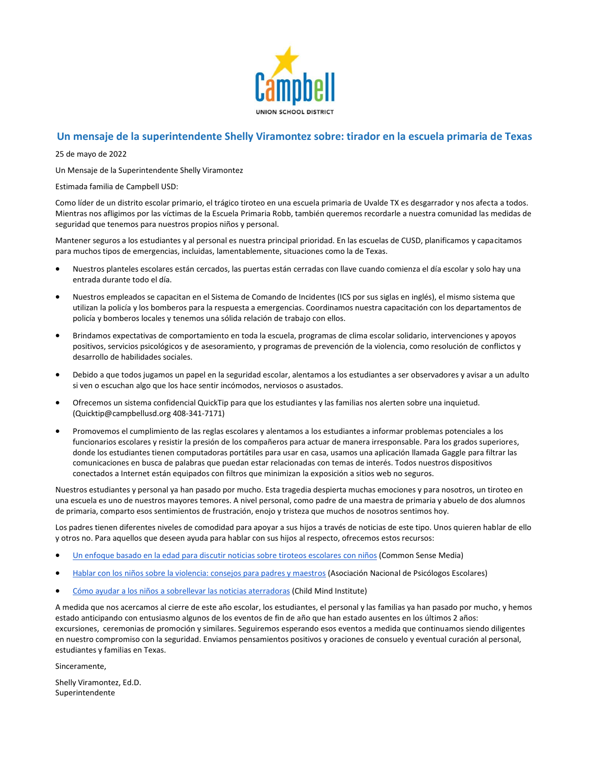Campbell
UNION SCHOOL DISTRICT

## Un mensaje de la superintendente Shelly Viramontez sobre: tirador en la escuela primaria de Texas

25 de mayo de 2022

Un Mensaje de la Superintendente Shelly Viramontez

Estimada familia de Campbell USD:

Como líder de un distrito escolar primario, el trágico tiroteo en una escuela primaria de Uvalde TX es desgarrador y nos afecta a todos. Mientras nos afligimos por las víctimas de la Escuela Primaria Robb, también queremos recordarle a nuestra comunidad las medidas de seguridad que tenemos para nuestros propios niños y personal.

Mantener seguros a los estudiantes y al personal es nuestra principal prioridad. En las escuelas de CUSD, planificamos y capacitamos para muchos tipos de emergencias, incluidas, lamentablemente, situaciones como la de Texas.

- Nuestros planteles escolares están cercados, las puertas están cerradas con llave cuando comienza el día escolar y solo hay una entrada durante todo el día.
- Nuestros empleados se capacitan en el Sistema de Comando de Incidentes (ICS por sus siglas en inglés), el mismo sistema que utilizan la policía y los bomberos para la respuesta a emergencias. Coordinamos nuestra capacitación con los departamentos de policía y bomberos locales y tenemos una sólida relación de trabajo con ellos.
- Brindamos expectativas de comportamiento en toda la escuela, programas de clima escolar solidario, intervenciones y apoyos positivos, servicios psicológicos y de asesoramiento, y programas de prevención de la violencia, como resolución de conflictos y desarrollo de habilidades sociales.
- Debido a que todos jugamos un papel en la seguridad escolar, alentamos a los estudiantes a ser observadores y avisar a un adulto si ven o escuchan algo que los hace sentir incómodos, nerviosos o asustados.
- Ofrecemos un sistema confidencial QuickTip para que los estudiantes y las familias nos alerten sobre una inquietud. (Quicktip@campbellusd.org 408-341-7171)
- Promovemos el cumplimiento de las reglas escolares y alentamos a los estudiantes a informar problemas potenciales a los funcionarios escolares y resistir la presión de los compañeros para actuar de manera irresponsable. Para los grados superiores, donde los estudiantes tienen computadoras portátiles para usar en casa, usamos una aplicación llamada Gaggle para filtrar las comunicaciones en busca de palabras que puedan estar relacionadas con temas de interés. Todos nuestros dispositivos conectados a Internet están equipados con filtros que minimizan la exposición a sitios web no seguros.

Nuestros estudiantes y personal ya han pasado por mucho. Esta tragedia despierta muchas emociones y para nosotros, un tiroteo en una escuela es uno de nuestros mayores temores. A nivel personal, como padre de una maestra de primaria y abuelo de dos alumnos de primaria, comparto esos sentimientos de frustración, enojo y tristeza que muchos de nosotros sentimos hoy.

Los padres tienen diferentes niveles de comodidad para apoyar a sus hijos a través de noticias de este tipo. Unos quieren hablar de ello y otros no. Para aquellos que deseen ayuda para hablar con sus hijos al respecto, ofrecemos estos recursos:

- Un enfoque basado en la edad para discutir noticias sobre tiroteos escolares con niños (Common Sense Media)
- Hablar con los niños sobre la violencia: consejos para padres y maestros (Asociación Nacional de Psicólogos Escolares)
- Cómo ayudar a los niños a sobrellevar las noticias aterradoras (Child Mind Institute)

A medida que nos acercamos al cierre de este año escolar, los estudiantes, el personal y las familias ya han pasado por mucho, y hemos estado anticipando con entusiasmo algunos de los eventos de fin de año que han estado ausentes en los últimos 2 años: excursiones, ceremonias de promoción y similares. Seguiremos esperando esos eventos a medida que continuamos siendo diligentes en nuestro compromiso con la seguridad. Enviamos pensamientos positivos y oraciones de consuelo y eventual curación al personal, estudiantes y familias en Texas.

Sinceramente,

Shelly Viramontez, Ed.D.
Superintendente